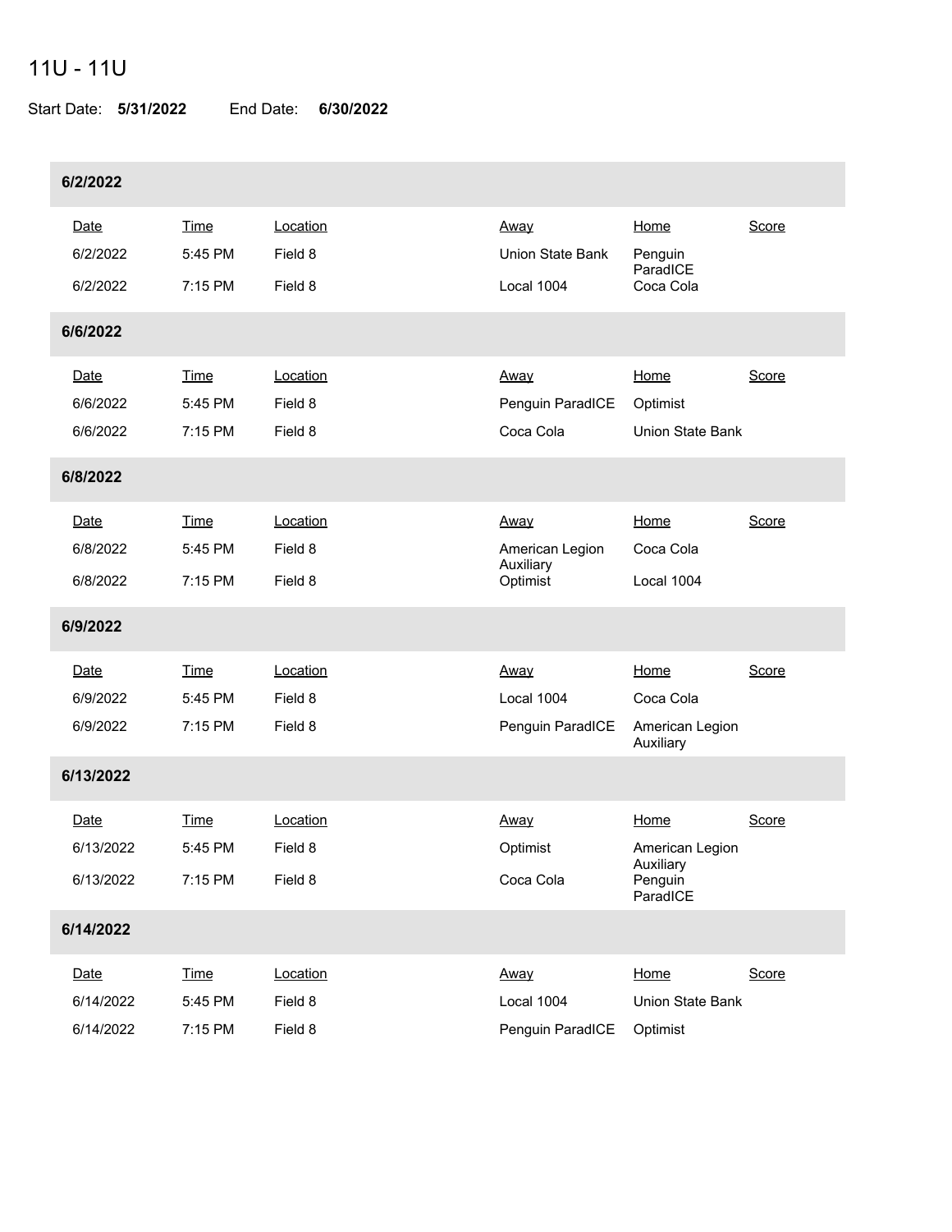# 11U - 11U

Start Date: **5/31/2022** End Date: **6/30/2022**

## 6/2/2022

| Date | Time | Location | Away | Home | Score |
| --- | --- | --- | --- | --- | --- |
| 6/2/2022 | 5:45 PM | Field 8 | Union State Bank | Penguin ParadICE | |
| 6/2/2022 | 7:15 PM | Field 8 | Local 1004 | Coca Cola | |

## 6/6/2022

| Date | Time | Location | Away | Home | Score |
| --- | --- | --- | --- | --- | --- |
| 6/6/2022 | 5:45 PM | Field 8 | Penguin ParadICE | Optimist | |
| 6/6/2022 | 7:15 PM | Field 8 | Coca Cola | Union State Bank | |

## 6/8/2022

| Date | Time | Location | Away | Home | Score |
| --- | --- | --- | --- | --- | --- |
| 6/8/2022 | 5:45 PM | Field 8 | American Legion Auxiliary | Coca Cola | |
| 6/8/2022 | 7:15 PM | Field 8 | Optimist | Local 1004 | |

## 6/9/2022

| Date | Time | Location | Away | Home | Score |
| --- | --- | --- | --- | --- | --- |
| 6/9/2022 | 5:45 PM | Field 8 | Local 1004 | Coca Cola | |
| 6/9/2022 | 7:15 PM | Field 8 | Penguin ParadICE | American Legion Auxiliary | |

## 6/13/2022

| Date | Time | Location | Away | Home | Score |
| --- | --- | --- | --- | --- | --- |
| 6/13/2022 | 5:45 PM | Field 8 | Optimist | American Legion Auxiliary | |
| 6/13/2022 | 7:15 PM | Field 8 | Coca Cola | Penguin ParadICE | |

## 6/14/2022

| Date | Time | Location | Away | Home | Score |
| --- | --- | --- | --- | --- | --- |
| 6/14/2022 | 5:45 PM | Field 8 | Local 1004 | Union State Bank | |
| 6/14/2022 | 7:15 PM | Field 8 | Penguin ParadICE | Optimist | |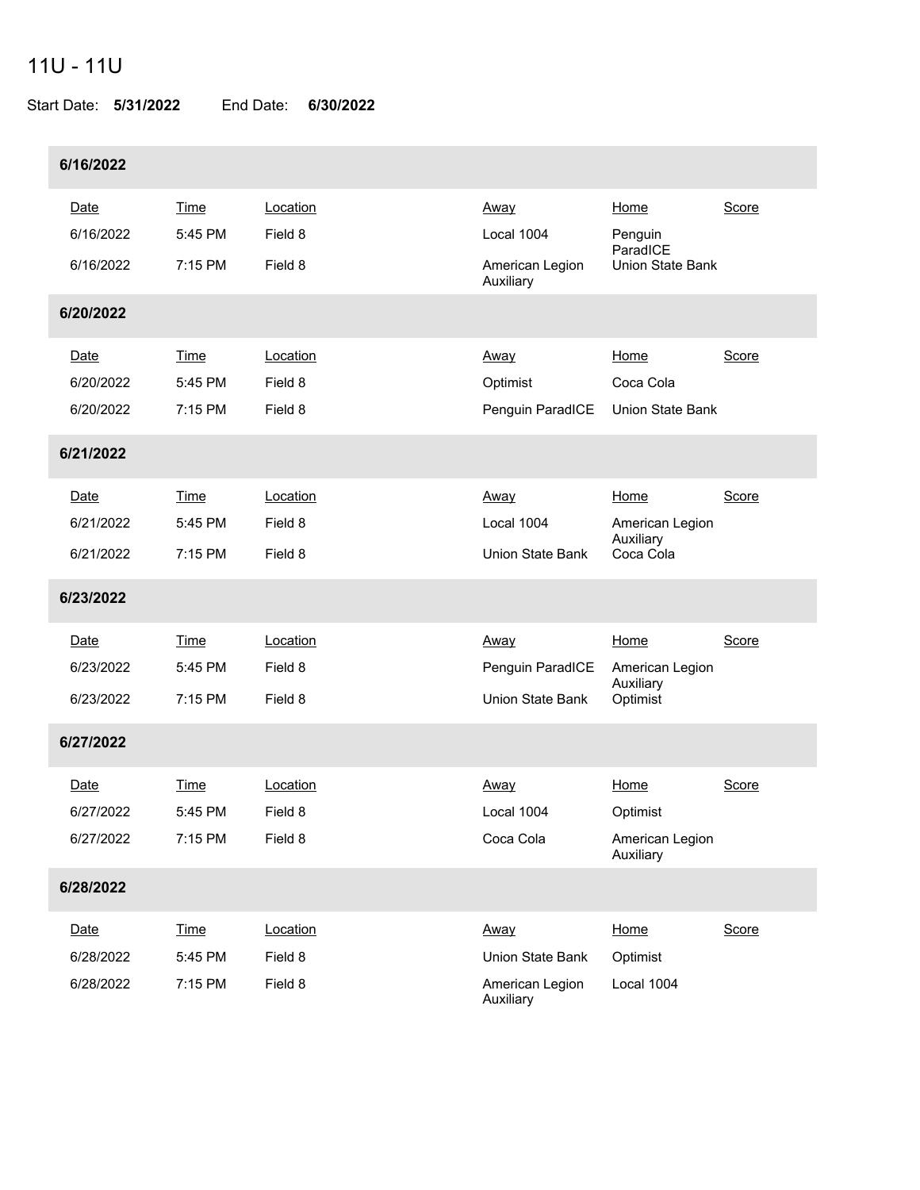# 11U - 11U

Start Date: **5/31/2022** End Date: **6/30/2022**

**6/16/2022**

| Date | Time | Location | Away | Home | Score |
|---|---|---|---|---|---|
| 6/16/2022 | 5:45 PM | Field 8 | Local 1004 | Penguin ParadICE | |
| 6/16/2022 | 7:15 PM | Field 8 | American Legion Auxiliary | Union State Bank | |

**6/20/2022**

| Date | Time | Location | Away | Home | Score |
|---|---|---|---|---|---|
| 6/20/2022 | 5:45 PM | Field 8 | Optimist | Coca Cola | |
| 6/20/2022 | 7:15 PM | Field 8 | Penguin ParadICE | Union State Bank | |

**6/21/2022**

| Date | Time | Location | Away | Home | Score |
|---|---|---|---|---|---|
| 6/21/2022 | 5:45 PM | Field 8 | Local 1004 | American Legion Auxiliary | |
| 6/21/2022 | 7:15 PM | Field 8 | Union State Bank | Coca Cola | |

**6/23/2022**

| Date | Time | Location | Away | Home | Score |
|---|---|---|---|---|---|
| 6/23/2022 | 5:45 PM | Field 8 | Penguin ParadICE | American Legion Auxiliary | |
| 6/23/2022 | 7:15 PM | Field 8 | Union State Bank | Optimist | |

**6/27/2022**

| Date | Time | Location | Away | Home | Score |
|---|---|---|---|---|---|
| 6/27/2022 | 5:45 PM | Field 8 | Local 1004 | Optimist | |
| 6/27/2022 | 7:15 PM | Field 8 | Coca Cola | American Legion Auxiliary | |

**6/28/2022**

| Date | Time | Location | Away | Home | Score |
|---|---|---|---|---|---|
| 6/28/2022 | 5:45 PM | Field 8 | Union State Bank | Optimist | |
| 6/28/2022 | 7:15 PM | Field 8 | American Legion Auxiliary | Local 1004 | |